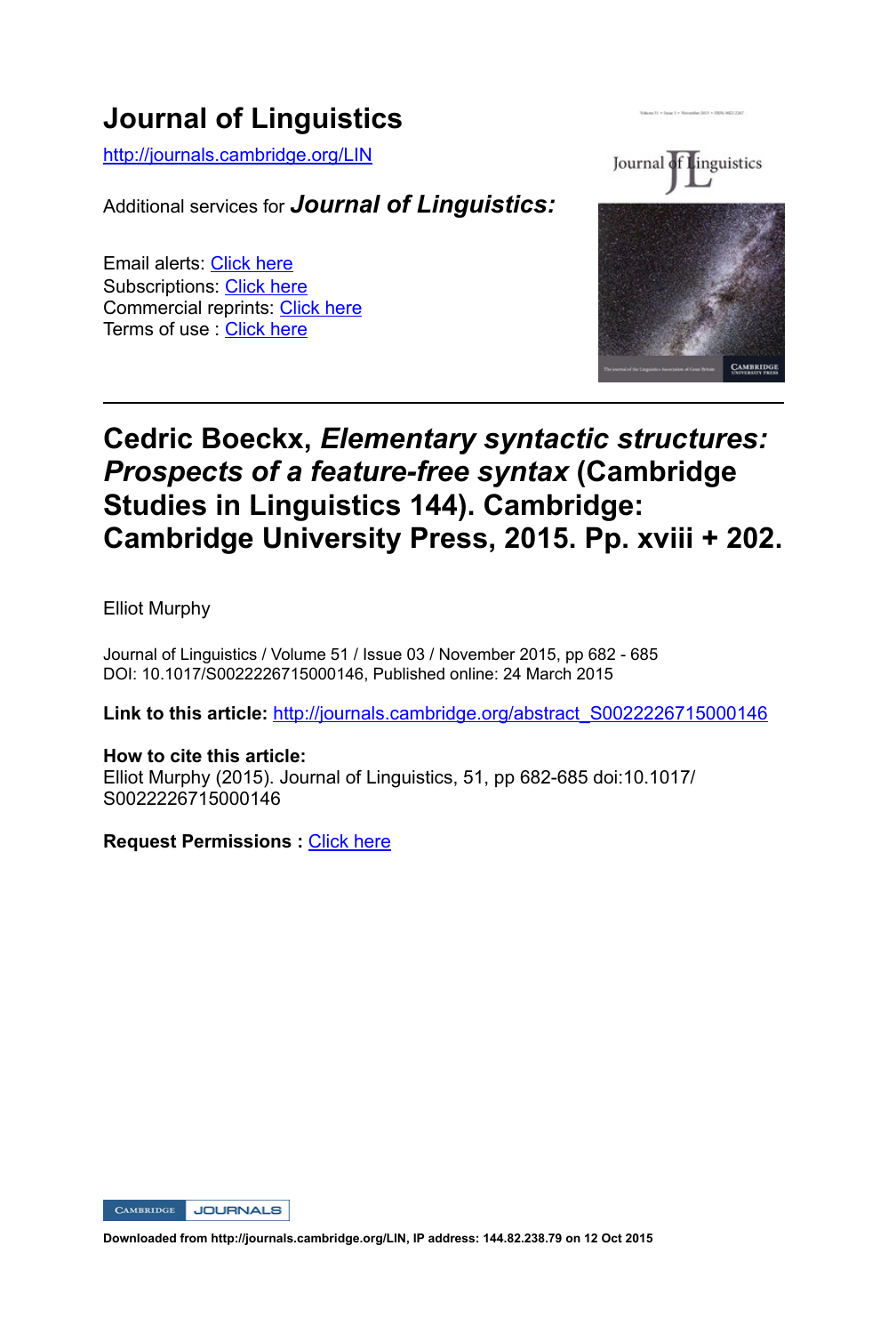# Journal of Linguistics

http://journals.cambridge.org/LIN

Additional services for ***Journal of Linguistics:***

Email alerts: Click here
Subscriptions: Click here
Commercial reprints: Click here
Terms of use : Click here

## Cedric Boeckx, *Elementary syntactic structures: Prospects of a feature-free syntax* (Cambridge Studies in Linguistics 144). Cambridge: Cambridge University Press, 2015. Pp. xviii + 202.

Elliot Murphy

Journal of Linguistics / Volume 51 / Issue 03 / November 2015, pp 682 - 685
DOI: 10.1017/S0022226715000146, Published online: 24 March 2015

**Link to this article:** http://journals.cambridge.org/abstract_S0022226715000146

**How to cite this article:**
Elliot Murphy (2015). Journal of Linguistics, 51, pp 682-685 doi:10.1017/S0022226715000146

**Request Permissions :** Click here

**Downloaded from http://journals.cambridge.org/LIN, IP address: 144.82.238.79 on 12 Oct 2015**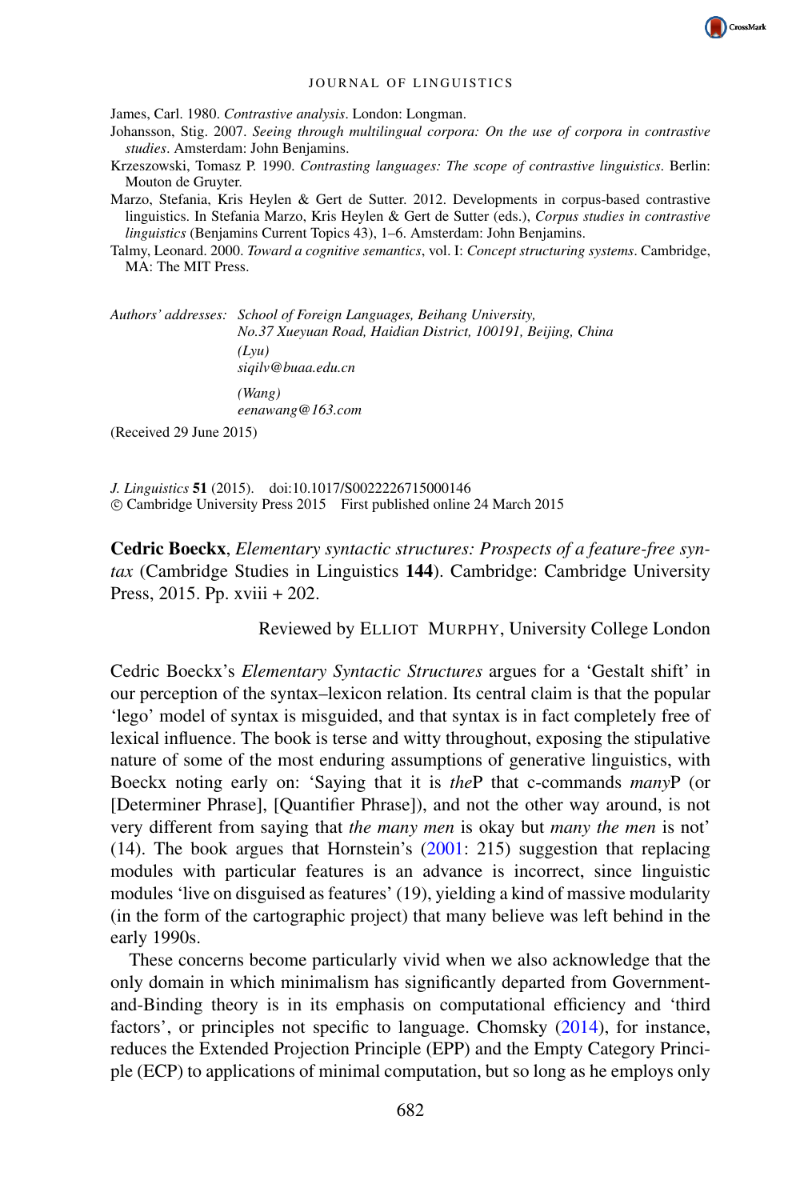James, Carl. 1980. *Contrastive analysis*. London: Longman.

Johansson, Stig. 2007. *Seeing through multilingual corpora: On the use of corpora in contrastive studies*. Amsterdam: John Benjamins.

Krzeszowski, Tomasz P. 1990. *Contrasting languages: The scope of contrastive linguistics*. Berlin: Mouton de Gruyter.

Marzo, Stefania, Kris Heylen & Gert de Sutter. 2012. Developments in corpus-based contrastive linguistics. In Stefania Marzo, Kris Heylen & Gert de Sutter (eds.), *Corpus studies in contrastive linguistics* (Benjamins Current Topics 43), 1–6. Amsterdam: John Benjamins.

Talmy, Leonard. 2000. *Toward a cognitive semantics*, vol. I: *Concept structuring systems*. Cambridge, MA: The MIT Press.

*Authors' addresses:* *School of Foreign Languages, Beihang University,*
*No.37 Xueyuan Road, Haidian District, 100191, Beijing, China*
*(Lyu)*
*siqilv@buaa.edu.cn*
*(Wang)*
*eenawang@163.com*

(Received 29 June 2015)

*J. Linguistics* **51** (2015). doi:10.1017/S0022226715000146
© Cambridge University Press 2015 First published online 24 March 2015

**Cedric Boeckx**, *Elementary syntactic structures: Prospects of a feature-free syntax* (Cambridge Studies in Linguistics **144**). Cambridge: Cambridge University Press, 2015. Pp. xviii + 202.

Reviewed by ELLIOT MURPHY, University College London

Cedric Boeckx's *Elementary Syntactic Structures* argues for a 'Gestalt shift' in our perception of the syntax–lexicon relation. Its central claim is that the popular 'lego' model of syntax is misguided, and that syntax is in fact completely free of lexical influence. The book is terse and witty throughout, exposing the stipulative nature of some of the most enduring assumptions of generative linguistics, with Boeckx noting early on: 'Saying that it is *the*P that c-commands *many*P (or [Determiner Phrase], [Quantifier Phrase]), and not the other way around, is not very different from saying that *the many men* is okay but *many the men* is not' (14). The book argues that Hornstein's (2001: 215) suggestion that replacing modules with particular features is an advance is incorrect, since linguistic modules 'live on disguised as features' (19), yielding a kind of massive modularity (in the form of the cartographic project) that many believe was left behind in the early 1990s.

These concerns become particularly vivid when we also acknowledge that the only domain in which minimalism has significantly departed from Government-and-Binding theory is in its emphasis on computational efficiency and 'third factors', or principles not specific to language. Chomsky (2014), for instance, reduces the Extended Projection Principle (EPP) and the Empty Category Principle (ECP) to applications of minimal computation, but so long as he employs only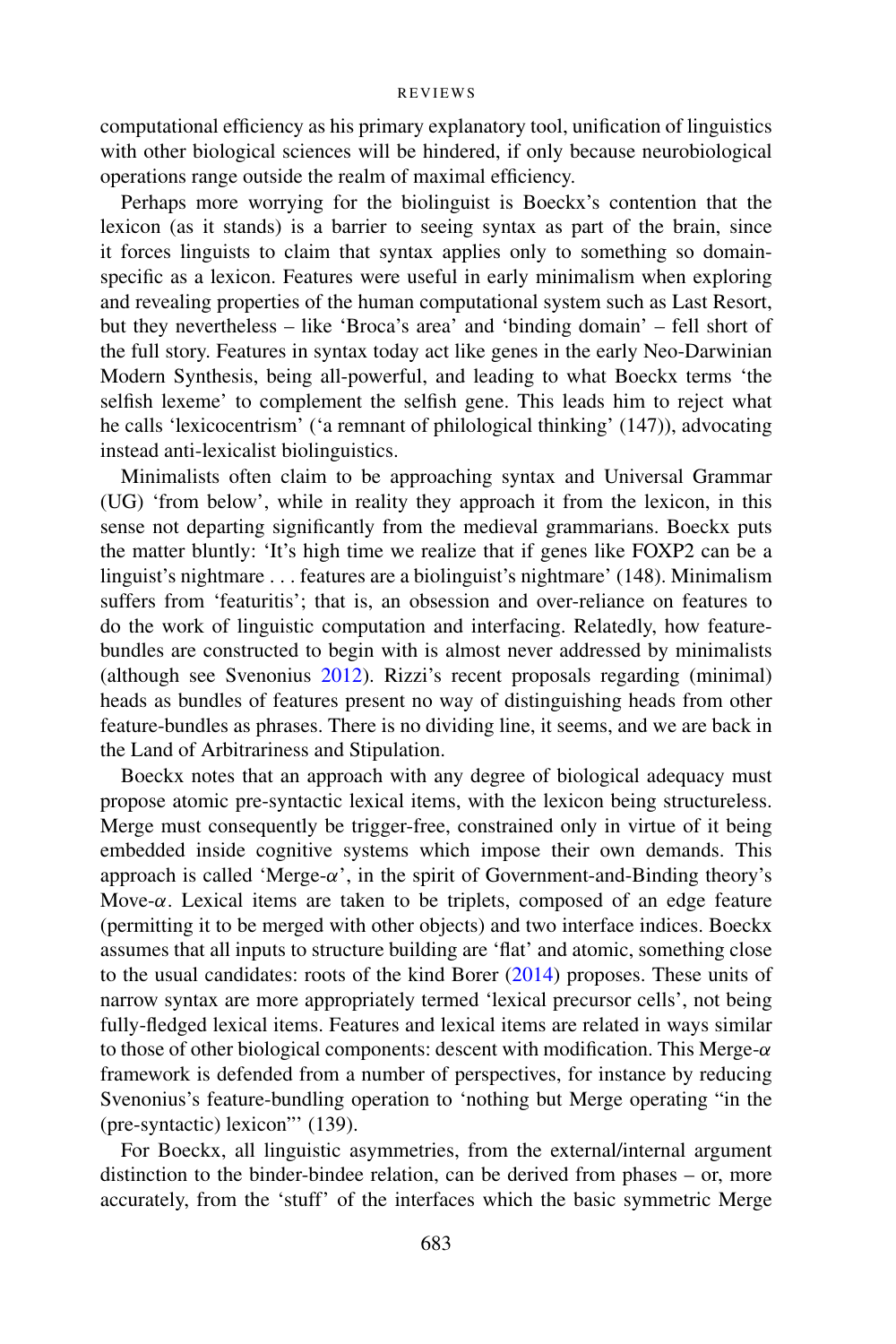computational efficiency as his primary explanatory tool, unification of linguistics with other biological sciences will be hindered, if only because neurobiological operations range outside the realm of maximal efficiency.

Perhaps more worrying for the biolinguist is Boeckx's contention that the lexicon (as it stands) is a barrier to seeing syntax as part of the brain, since it forces linguists to claim that syntax applies only to something so domain-specific as a lexicon. Features were useful in early minimalism when exploring and revealing properties of the human computational system such as Last Resort, but they nevertheless – like 'Broca's area' and 'binding domain' – fell short of the full story. Features in syntax today act like genes in the early Neo-Darwinian Modern Synthesis, being all-powerful, and leading to what Boeckx terms 'the selfish lexeme' to complement the selfish gene. This leads him to reject what he calls 'lexicocentrism' ('a remnant of philological thinking' (147)), advocating instead anti-lexicalist biolinguistics.

Minimalists often claim to be approaching syntax and Universal Grammar (UG) 'from below', while in reality they approach it from the lexicon, in this sense not departing significantly from the medieval grammarians. Boeckx puts the matter bluntly: 'It's high time we realize that if genes like FOXP2 can be a linguist's nightmare . . . features are a biolinguist's nightmare' (148). Minimalism suffers from 'featuritis'; that is, an obsession and over-reliance on features to do the work of linguistic computation and interfacing. Relatedly, how feature-bundles are constructed to begin with is almost never addressed by minimalists (although see Svenonius 2012). Rizzi's recent proposals regarding (minimal) heads as bundles of features present no way of distinguishing heads from other feature-bundles as phrases. There is no dividing line, it seems, and we are back in the Land of Arbitrariness and Stipulation.

Boeckx notes that an approach with any degree of biological adequacy must propose atomic pre-syntactic lexical items, with the lexicon being structureless. Merge must consequently be trigger-free, constrained only in virtue of it being embedded inside cognitive systems which impose their own demands. This approach is called 'Merge-$\alpha$', in the spirit of Government-and-Binding theory's Move-$\alpha$. Lexical items are taken to be triplets, composed of an edge feature (permitting it to be merged with other objects) and two interface indices. Boeckx assumes that all inputs to structure building are 'flat' and atomic, something close to the usual candidates: roots of the kind Borer (2014) proposes. These units of narrow syntax are more appropriately termed 'lexical precursor cells', not being fully-fledged lexical items. Features and lexical items are related in ways similar to those of other biological components: descent with modification. This Merge-$\alpha$ framework is defended from a number of perspectives, for instance by reducing Svenonius's feature-bundling operation to 'nothing but Merge operating "in the (pre-syntactic) lexicon"' (139).

For Boeckx, all linguistic asymmetries, from the external/internal argument distinction to the binder-bindee relation, can be derived from phases – or, more accurately, from the 'stuff' of the interfaces which the basic symmetric Merge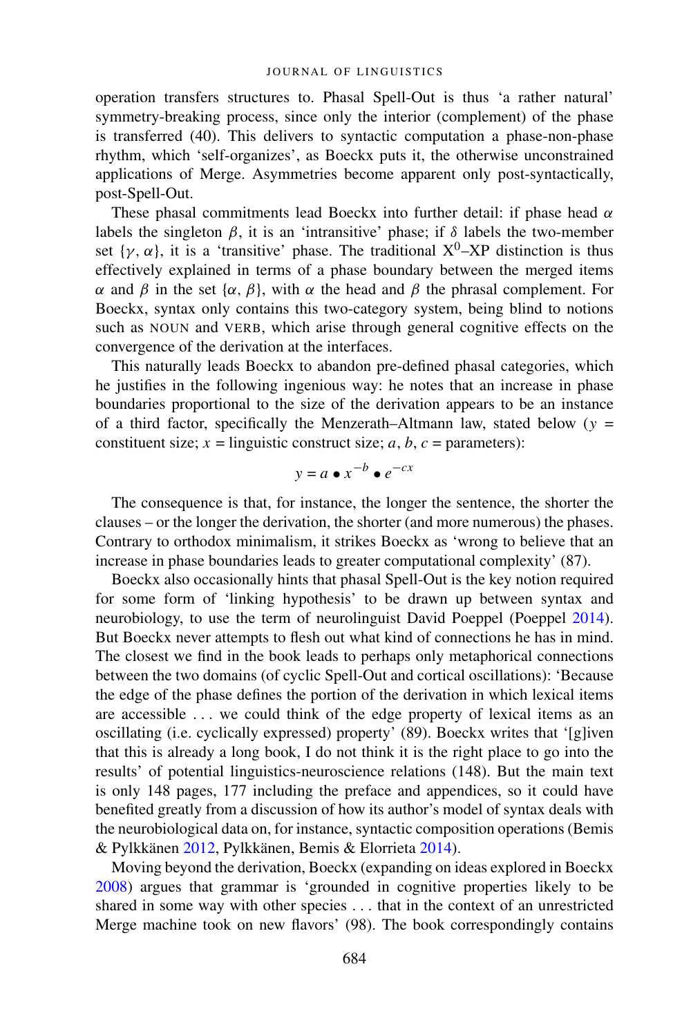operation transfers structures to. Phasal Spell-Out is thus 'a rather natural' symmetry-breaking process, since only the interior (complement) of the phase is transferred (40). This delivers to syntactic computation a phase-non-phase rhythm, which 'self-organizes', as Boeckx puts it, the otherwise unconstrained applications of Merge. Asymmetries become apparent only post-syntactically, post-Spell-Out.

These phasal commitments lead Boeckx into further detail: if phase head $\alpha$ labels the singleton $\beta$, it is an 'intransitive' phase; if $\delta$ labels the two-member set $\{\gamma, \alpha\}$, it is a 'transitive' phase. The traditional $X^0$–XP distinction is thus effectively explained in terms of a phase boundary between the merged items $\alpha$ and $\beta$ in the set $\{\alpha, \beta\}$, with $\alpha$ the head and $\beta$ the phrasal complement. For Boeckx, syntax only contains this two-category system, being blind to notions such as NOUN and VERB, which arise through general cognitive effects on the convergence of the derivation at the interfaces.

This naturally leads Boeckx to abandon pre-defined phasal categories, which he justifies in the following ingenious way: he notes that an increase in phase boundaries proportional to the size of the derivation appears to be an instance of a third factor, specifically the Menzerath–Altmann law, stated below ($y$ = constituent size; $x$ = linguistic construct size; $a$, $b$, $c$ = parameters):

$$y = a \bullet x^{-b} \bullet e^{-cx}$$

The consequence is that, for instance, the longer the sentence, the shorter the clauses – or the longer the derivation, the shorter (and more numerous) the phases. Contrary to orthodox minimalism, it strikes Boeckx as 'wrong to believe that an increase in phase boundaries leads to greater computational complexity' (87).

Boeckx also occasionally hints that phasal Spell-Out is the key notion required for some form of 'linking hypothesis' to be drawn up between syntax and neurobiology, to use the term of neurolinguist David Poeppel (Poeppel 2014). But Boeckx never attempts to flesh out what kind of connections he has in mind. The closest we find in the book leads to perhaps only metaphorical connections between the two domains (of cyclic Spell-Out and cortical oscillations): 'Because the edge of the phase defines the portion of the derivation in which lexical items are accessible . . . we could think of the edge property of lexical items as an oscillating (i.e. cyclically expressed) property' (89). Boeckx writes that '[g]iven that this is already a long book, I do not think it is the right place to go into the results' of potential linguistics-neuroscience relations (148). But the main text is only 148 pages, 177 including the preface and appendices, so it could have benefited greatly from a discussion of how its author's model of syntax deals with the neurobiological data on, for instance, syntactic composition operations (Bemis & Pylkkänen 2012, Pylkkänen, Bemis & Elorrieta 2014).

Moving beyond the derivation, Boeckx (expanding on ideas explored in Boeckx 2008) argues that grammar is 'grounded in cognitive properties likely to be shared in some way with other species . . . that in the context of an unrestricted Merge machine took on new flavors' (98). The book correspondingly contains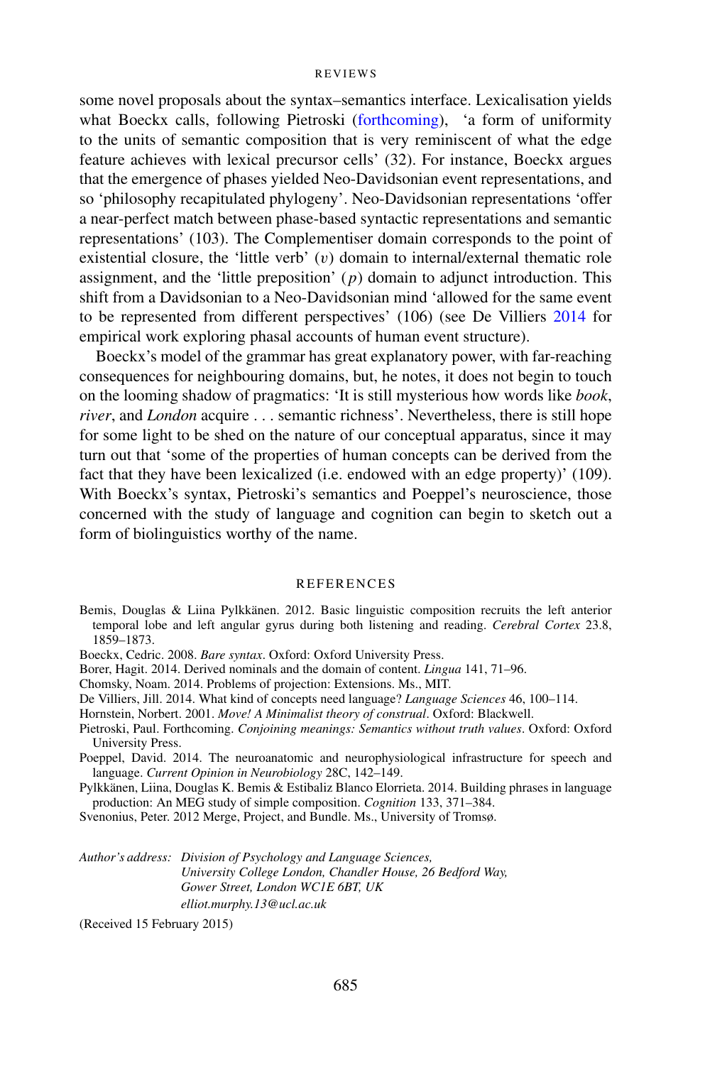some novel proposals about the syntax–semantics interface. Lexicalisation yields what Boeckx calls, following Pietroski (forthcoming), 'a form of uniformity to the units of semantic composition that is very reminiscent of what the edge feature achieves with lexical precursor cells' (32). For instance, Boeckx argues that the emergence of phases yielded Neo-Davidsonian event representations, and so 'philosophy recapitulated phylogeny'. Neo-Davidsonian representations 'offer a near-perfect match between phase-based syntactic representations and semantic representations' (103). The Complementiser domain corresponds to the point of existential closure, the 'little verb' ($v$) domain to internal/external thematic role assignment, and the 'little preposition' ($p$) domain to adjunct introduction. This shift from a Davidsonian to a Neo-Davidsonian mind 'allowed for the same event to be represented from different perspectives' (106) (see De Villiers 2014 for empirical work exploring phasal accounts of human event structure).

Boeckx's model of the grammar has great explanatory power, with far-reaching consequences for neighbouring domains, but, he notes, it does not begin to touch on the looming shadow of pragmatics: 'It is still mysterious how words like *book*, *river*, and *London* acquire . . . semantic richness'. Nevertheless, there is still hope for some light to be shed on the nature of our conceptual apparatus, since it may turn out that 'some of the properties of human concepts can be derived from the fact that they have been lexicalized (i.e. endowed with an edge property)' (109). With Boeckx's syntax, Pietroski's semantics and Poeppel's neuroscience, those concerned with the study of language and cognition can begin to sketch out a form of biolinguistics worthy of the name.

## REFERENCES

Bemis, Douglas & Liina Pylkkänen. 2012. Basic linguistic composition recruits the left anterior temporal lobe and left angular gyrus during both listening and reading. *Cerebral Cortex* 23.8, 1859–1873.

Boeckx, Cedric. 2008. *Bare syntax*. Oxford: Oxford University Press.

Borer, Hagit. 2014. Derived nominals and the domain of content. *Lingua* 141, 71–96.

Chomsky, Noam. 2014. Problems of projection: Extensions. Ms., MIT.

De Villiers, Jill. 2014. What kind of concepts need language? *Language Sciences* 46, 100–114.

Hornstein, Norbert. 2001. *Move! A Minimalist theory of construal*. Oxford: Blackwell.

Pietroski, Paul. Forthcoming. *Conjoining meanings: Semantics without truth values*. Oxford: Oxford University Press.

Poeppel, David. 2014. The neuroanatomic and neurophysiological infrastructure for speech and language. *Current Opinion in Neurobiology* 28C, 142–149.

Pylkkänen, Liina, Douglas K. Bemis & Estibaliz Blanco Elorrieta. 2014. Building phrases in language production: An MEG study of simple composition. *Cognition* 133, 371–384.

Svenonius, Peter. 2012 Merge, Project, and Bundle. Ms., University of Tromsø.

*Author's address: Division of Psychology and Language Sciences,*
*University College London, Chandler House, 26 Bedford Way,*
*Gower Street, London WC1E 6BT, UK*
*elliot.murphy.13@ucl.ac.uk*

(Received 15 February 2015)